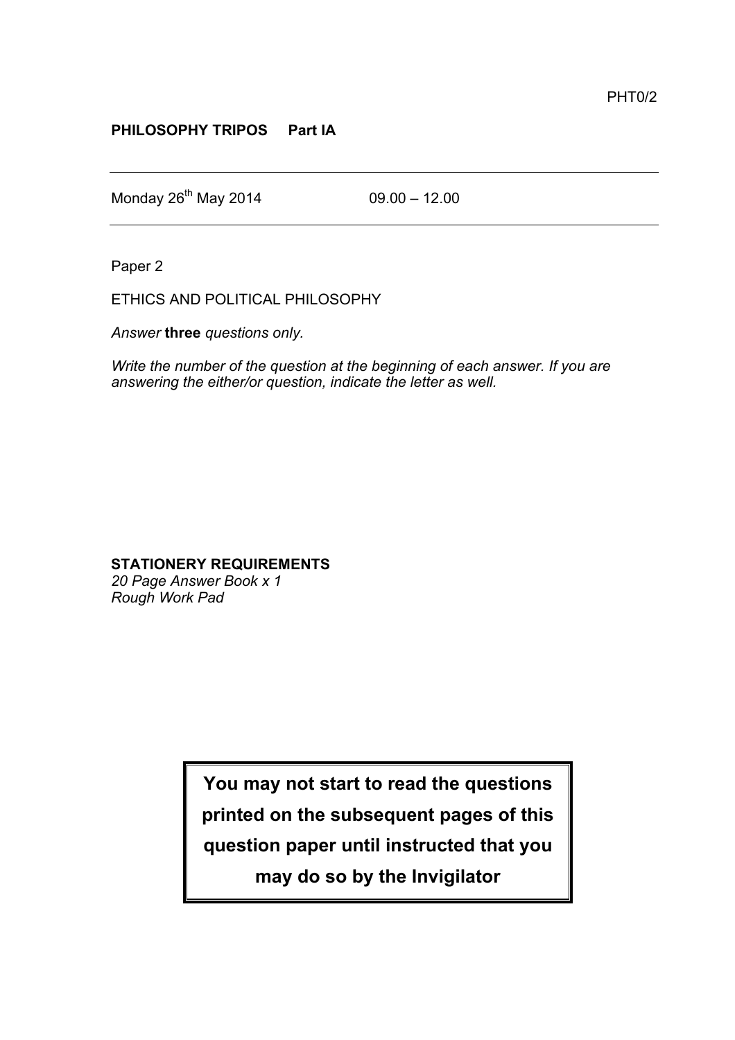PHT0/2

**PHILOSOPHY TRIPOS     Part IA**

---

Monday 26th May 2014          09.00 – 12.00

---

Paper 2

ETHICS AND POLITICAL PHILOSOPHY

*Answer* **three** *questions only.*

*Write the number of the question at the beginning of each answer. If you are answering the either/or question, indicate the letter as well.*

**STATIONERY REQUIREMENTS**
*20 Page Answer Book x 1*
*Rough Work Pad*

**You may not start to read the questions printed on the subsequent pages of this question paper until instructed that you may do so by the Invigilator**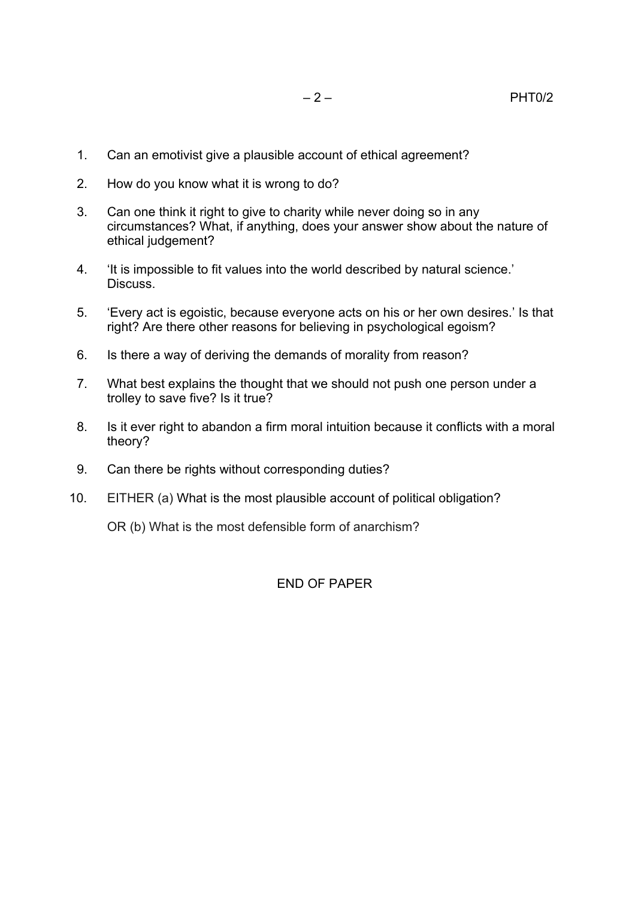1. Can an emotivist give a plausible account of ethical agreement?

2. How do you know what it is wrong to do?

3. Can one think it right to give to charity while never doing so in any circumstances? What, if anything, does your answer show about the nature of ethical judgement?

4. 'It is impossible to fit values into the world described by natural science.' Discuss.

5. 'Every act is egoistic, because everyone acts on his or her own desires.' Is that right? Are there other reasons for believing in psychological egoism?

6. Is there a way of deriving the demands of morality from reason?

7. What best explains the thought that we should not push one person under a trolley to save five? Is it true?

8. Is it ever right to abandon a firm moral intuition because it conflicts with a moral theory?

9. Can there be rights without corresponding duties?

10. EITHER (a) What is the most plausible account of political obligation?

    OR (b) What is the most defensible form of anarchism?

END OF PAPER